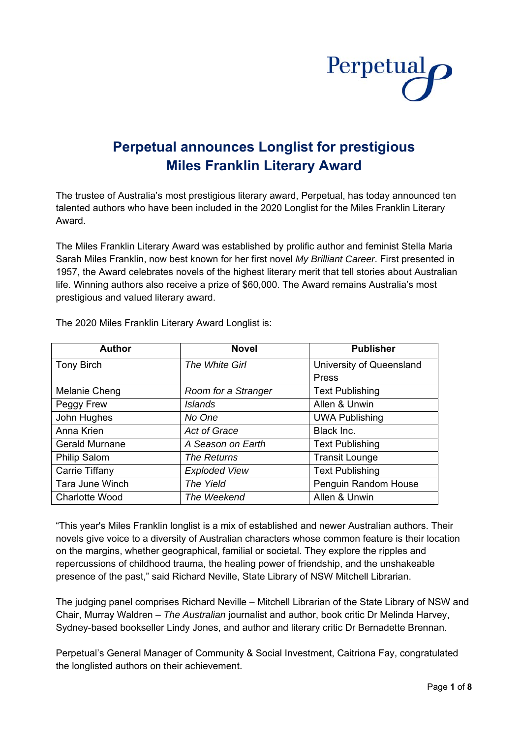# Perpetual announces Longlist for prestigious Miles Franklin Literary Award

The trustee of Australia's most prestigious literary award, Perpetual, has today announced ten talented authors who have been included in the 2020 Longlist for the Miles Franklin Literary Award.

The Miles Franklin Literary Award was established by prolific author and feminist Stella Maria Sarah Miles Franklin, now best known for her first novel *My Brilliant Career*. First presented in 1957, the Award celebrates novels of the highest literary merit that tell stories about Australian life. Winning authors also receive a prize of $60,000. The Award remains Australia's most prestigious and valued literary award.

The 2020 Miles Franklin Literary Award Longlist is:

| Author | Novel | Publisher |
|---|---|---|
| Tony Birch | *The White Girl* | University of Queensland Press |
| Melanie Cheng | *Room for a Stranger* | Text Publishing |
| Peggy Frew | *Islands* | Allen & Unwin |
| John Hughes | *No One* | UWA Publishing |
| Anna Krien | *Act of Grace* | Black Inc. |
| Gerald Murnane | *A Season on Earth* | Text Publishing |
| Philip Salom | *The Returns* | Transit Lounge |
| Carrie Tiffany | *Exploded View* | Text Publishing |
| Tara June Winch | *The Yield* | Penguin Random House |
| Charlotte Wood | *The Weekend* | Allen & Unwin |

"This year's Miles Franklin longlist is a mix of established and newer Australian authors. Their novels give voice to a diversity of Australian characters whose common feature is their location on the margins, whether geographical, familial or societal. They explore the ripples and repercussions of childhood trauma, the healing power of friendship, and the unshakeable presence of the past," said Richard Neville, State Library of NSW Mitchell Librarian.

The judging panel comprises Richard Neville – Mitchell Librarian of the State Library of NSW and Chair, Murray Waldren – *The Australian* journalist and author, book critic Dr Melinda Harvey, Sydney-based bookseller Lindy Jones, and author and literary critic Dr Bernadette Brennan.

Perpetual's General Manager of Community & Social Investment, Caitriona Fay, congratulated the longlisted authors on their achievement.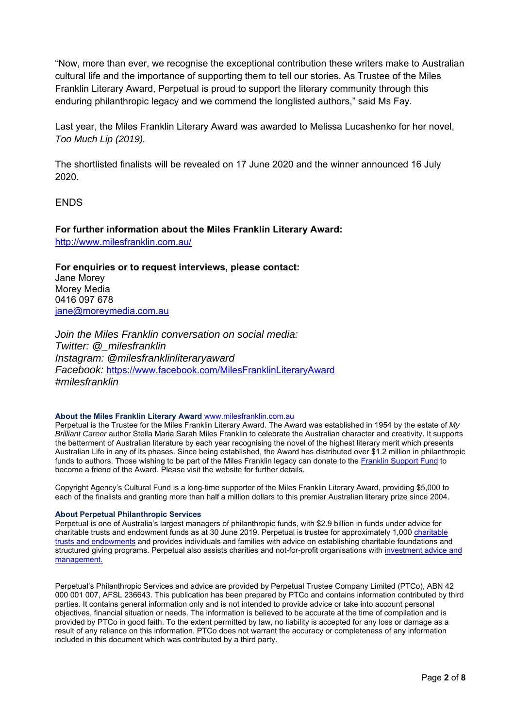"Now, more than ever, we recognise the exceptional contribution these writers make to Australian cultural life and the importance of supporting them to tell our stories. As Trustee of the Miles Franklin Literary Award, Perpetual is proud to support the literary community through this enduring philanthropic legacy and we commend the longlisted authors," said Ms Fay.

Last year, the Miles Franklin Literary Award was awarded to Melissa Lucashenko for her novel, *Too Much Lip (2019).*

The shortlisted finalists will be revealed on 17 June 2020 and the winner announced 16 July 2020.

ENDS

**For further information about the Miles Franklin Literary Award:**
[http://www.milesfranklin.com.au/](http://www.milesfranklin.com.au/)

**For enquiries or to request interviews, please contact:**
Jane Morey
Morey Media
0416 097 678
[jane@moreymedia.com.au](mailto:jane@moreymedia.com.au)

*Join the Miles Franklin conversation on social media:*
*Twitter: @_milesfranklin*
*Instagram: @milesfranklinliteraryaward*
*Facebook:* [https://www.facebook.com/MilesFranklinLiteraryAward](https://www.facebook.com/MilesFranklinLiteraryAward)
*#milesfranklin*

**About the Miles Franklin Literary Award** [www.milesfranklin.com.au](http://www.milesfranklin.com.au)
Perpetual is the Trustee for the Miles Franklin Literary Award. The Award was established in 1954 by the estate of *My Brilliant Career* author Stella Maria Sarah Miles Franklin to celebrate the Australian character and creativity. It supports the betterment of Australian literature by each year recognising the novel of the highest literary merit which presents Australian Life in any of its phases. Since being established, the Award has distributed over $1.2 million in philanthropic funds to authors. Those wishing to be part of the Miles Franklin legacy can donate to the Franklin Support Fund to become a friend of the Award. Please visit the website for further details.

Copyright Agency's Cultural Fund is a long-time supporter of the Miles Franklin Literary Award, providing $5,000 to each of the finalists and granting more than half a million dollars to this premier Australian literary prize since 2004.

**About Perpetual Philanthropic Services**
Perpetual is one of Australia's largest managers of philanthropic funds, with $2.9 billion in funds under advice for charitable trusts and endowment funds as at 30 June 2019. Perpetual is trustee for approximately 1,000 charitable trusts and endowments and provides individuals and families with advice on establishing charitable foundations and structured giving programs. Perpetual also assists charities and not-for-profit organisations with investment advice and management.

Perpetual's Philanthropic Services and advice are provided by Perpetual Trustee Company Limited (PTCo), ABN 42 000 001 007, AFSL 236643. This publication has been prepared by PTCo and contains information contributed by third parties. It contains general information only and is not intended to provide advice or take into account personal objectives, financial situation or needs. The information is believed to be accurate at the time of compilation and is provided by PTCo in good faith. To the extent permitted by law, no liability is accepted for any loss or damage as a result of any reliance on this information. PTCo does not warrant the accuracy or completeness of any information included in this document which was contributed by a third party.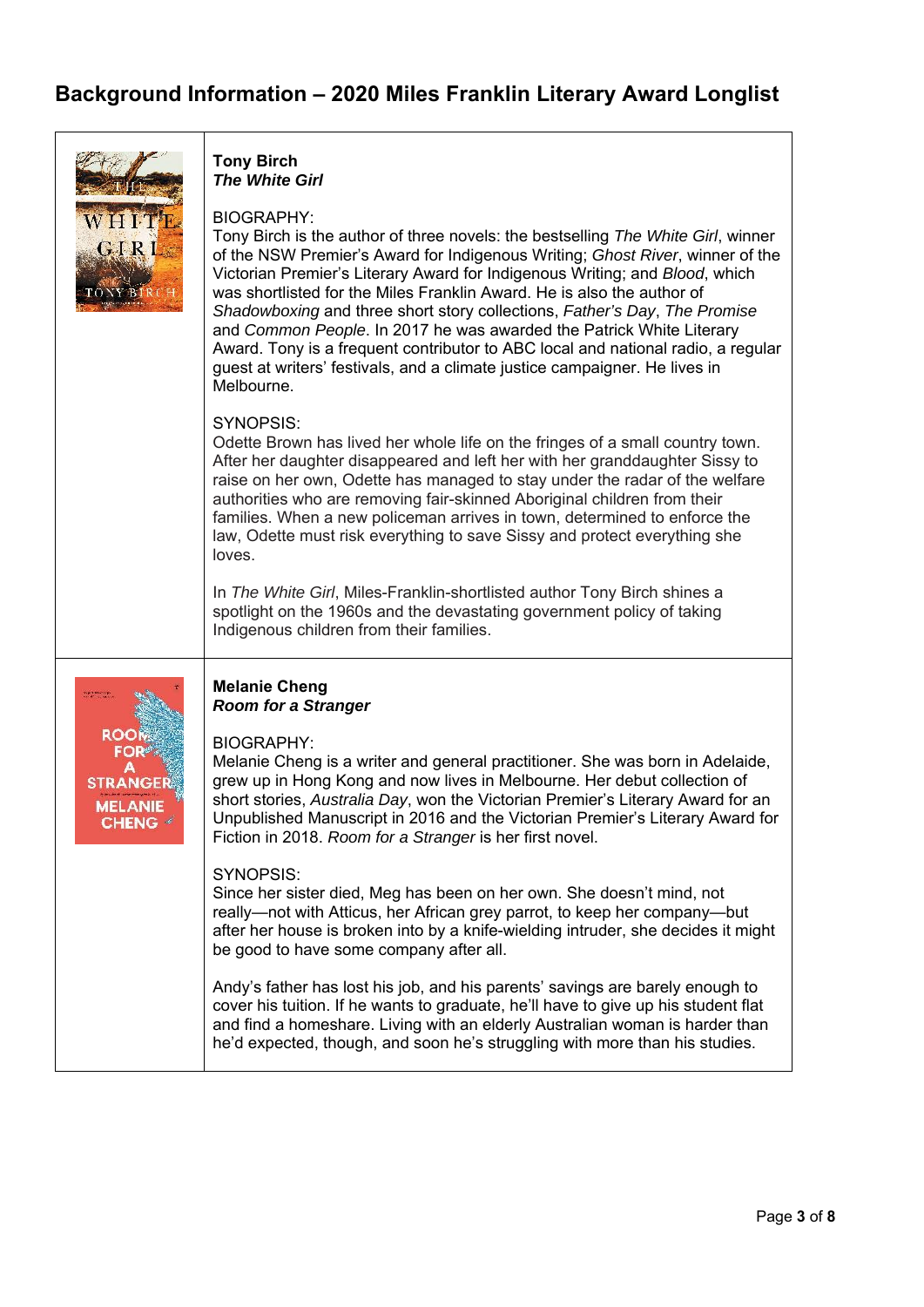# Background Information – 2020 Miles Franklin Literary Award Longlist

**Tony Birch**
***The White Girl***

BIOGRAPHY:
Tony Birch is the author of three novels: the bestselling *The White Girl*, winner of the NSW Premier's Award for Indigenous Writing; *Ghost River*, winner of the Victorian Premier's Literary Award for Indigenous Writing; and *Blood*, which was shortlisted for the Miles Franklin Award. He is also the author of *Shadowboxing* and three short story collections, *Father's Day*, *The Promise* and *Common People*. In 2017 he was awarded the Patrick White Literary Award. Tony is a frequent contributor to ABC local and national radio, a regular guest at writers' festivals, and a climate justice campaigner. He lives in Melbourne.

SYNOPSIS:
Odette Brown has lived her whole life on the fringes of a small country town. After her daughter disappeared and left her with her granddaughter Sissy to raise on her own, Odette has managed to stay under the radar of the welfare authorities who are removing fair-skinned Aboriginal children from their families. When a new policeman arrives in town, determined to enforce the law, Odette must risk everything to save Sissy and protect everything she loves.

In *The White Girl*, Miles-Franklin-shortlisted author Tony Birch shines a spotlight on the 1960s and the devastating government policy of taking Indigenous children from their families.

**Melanie Cheng**
***Room for a Stranger***

BIOGRAPHY:
Melanie Cheng is a writer and general practitioner. She was born in Adelaide, grew up in Hong Kong and now lives in Melbourne. Her debut collection of short stories, *Australia Day*, won the Victorian Premier's Literary Award for an Unpublished Manuscript in 2016 and the Victorian Premier's Literary Award for Fiction in 2018. *Room for a Stranger* is her first novel.

SYNOPSIS:
Since her sister died, Meg has been on her own. She doesn't mind, not really—not with Atticus, her African grey parrot, to keep her company—but after her house is broken into by a knife-wielding intruder, she decides it might be good to have some company after all.

Andy's father has lost his job, and his parents' savings are barely enough to cover his tuition. If he wants to graduate, he'll have to give up his student flat and find a homeshare. Living with an elderly Australian woman is harder than he'd expected, though, and soon he's struggling with more than his studies.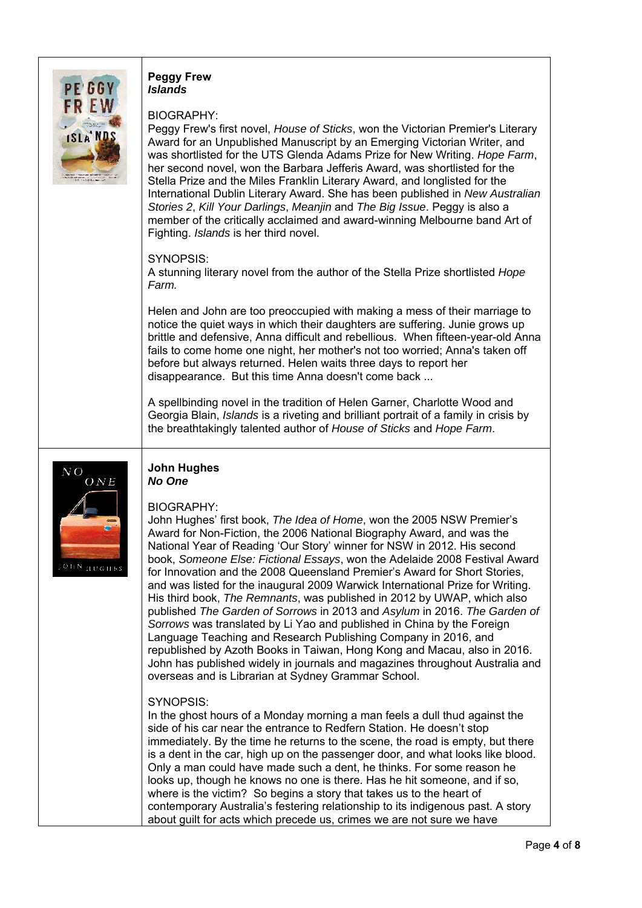**Peggy Frew**
***Islands***

BIOGRAPHY:
Peggy Frew's first novel, *House of Sticks*, won the Victorian Premier's Literary Award for an Unpublished Manuscript by an Emerging Victorian Writer, and was shortlisted for the UTS Glenda Adams Prize for New Writing. *Hope Farm*, her second novel, won the Barbara Jefferis Award, was shortlisted for the Stella Prize and the Miles Franklin Literary Award, and longlisted for the International Dublin Literary Award. She has been published in *New Australian Stories 2*, *Kill Your Darlings*, *Meanjin* and *The Big Issue*. Peggy is also a member of the critically acclaimed and award-winning Melbourne band Art of Fighting. *Islands* is her third novel.

SYNOPSIS:
A stunning literary novel from the author of the Stella Prize shortlisted *Hope Farm.*

Helen and John are too preoccupied with making a mess of their marriage to notice the quiet ways in which their daughters are suffering. Junie grows up brittle and defensive, Anna difficult and rebellious. When fifteen-year-old Anna fails to come home one night, her mother's not too worried; Anna's taken off before but always returned. Helen waits three days to report her disappearance. But this time Anna doesn't come back ...

A spellbinding novel in the tradition of Helen Garner, Charlotte Wood and Georgia Blain, *Islands* is a riveting and brilliant portrait of a family in crisis by the breathtakingly talented author of *House of Sticks* and *Hope Farm*.

**John Hughes**
***No One***

BIOGRAPHY:
John Hughes' first book, *The Idea of Home*, won the 2005 NSW Premier's Award for Non-Fiction, the 2006 National Biography Award, and was the National Year of Reading 'Our Story' winner for NSW in 2012. His second book, *Someone Else: Fictional Essays*, won the Adelaide 2008 Festival Award for Innovation and the 2008 Queensland Premier's Award for Short Stories, and was listed for the inaugural 2009 Warwick International Prize for Writing. His third book, *The Remnants*, was published in 2012 by UWAP, which also published *The Garden of Sorrows* in 2013 and *Asylum* in 2016. *The Garden of Sorrows* was translated by Li Yao and published in China by the Foreign Language Teaching and Research Publishing Company in 2016, and republished by Azoth Books in Taiwan, Hong Kong and Macau, also in 2016. John has published widely in journals and magazines throughout Australia and overseas and is Librarian at Sydney Grammar School.

SYNOPSIS:
In the ghost hours of a Monday morning a man feels a dull thud against the side of his car near the entrance to Redfern Station. He doesn't stop immediately. By the time he returns to the scene, the road is empty, but there is a dent in the car, high up on the passenger door, and what looks like blood. Only a man could have made such a dent, he thinks. For some reason he looks up, though he knows no one is there. Has he hit someone, and if so, where is the victim? So begins a story that takes us to the heart of contemporary Australia's festering relationship to its indigenous past. A story about guilt for acts which precede us, crimes we are not sure we have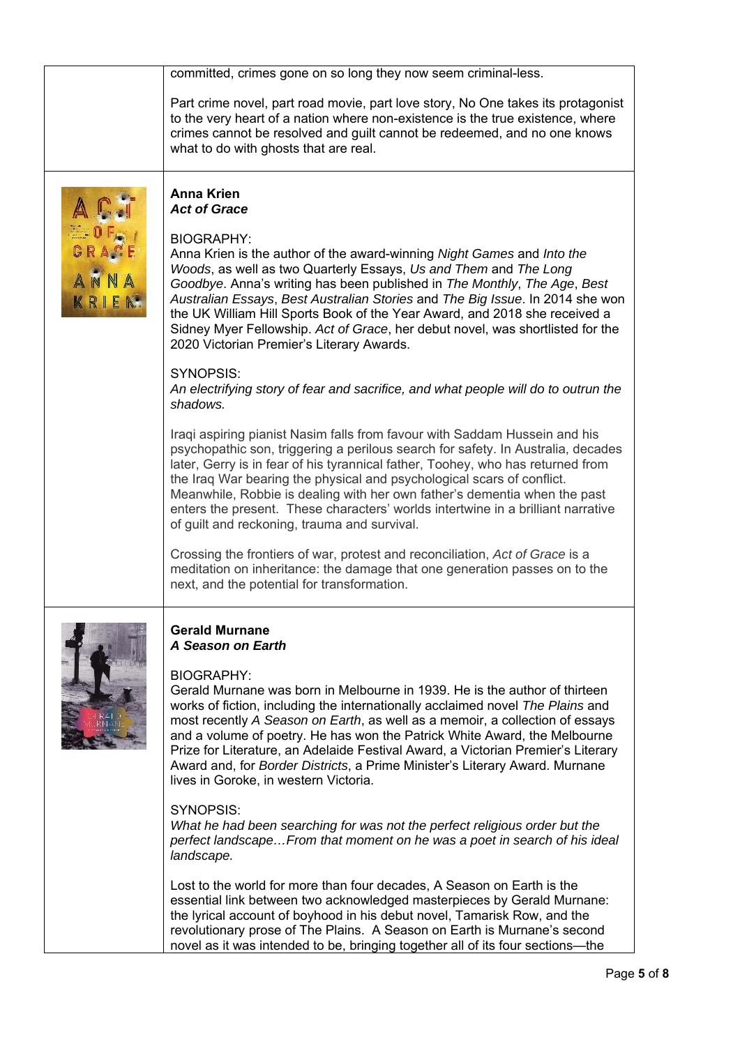committed, crimes gone on so long they now seem criminal-less.

Part crime novel, part road movie, part love story, No One takes its protagonist to the very heart of a nation where non-existence is the true existence, where crimes cannot be resolved and guilt cannot be redeemed, and no one knows what to do with ghosts that are real.

**Anna Krien**
***Act of Grace***

BIOGRAPHY:
Anna Krien is the author of the award-winning *Night Games* and *Into the Woods*, as well as two Quarterly Essays, *Us and Them* and *The Long Goodbye*. Anna's writing has been published in *The Monthly*, *The Age*, *Best Australian Essays*, *Best Australian Stories* and *The Big Issue*. In 2014 she won the UK William Hill Sports Book of the Year Award, and 2018 she received a Sidney Myer Fellowship. *Act of Grace*, her debut novel, was shortlisted for the 2020 Victorian Premier's Literary Awards.

SYNOPSIS:
*An electrifying story of fear and sacrifice, and what people will do to outrun the shadows.*

Iraqi aspiring pianist Nasim falls from favour with Saddam Hussein and his psychopathic son, triggering a perilous search for safety. In Australia, decades later, Gerry is in fear of his tyrannical father, Toohey, who has returned from the Iraq War bearing the physical and psychological scars of conflict. Meanwhile, Robbie is dealing with her own father's dementia when the past enters the present. These characters' worlds intertwine in a brilliant narrative of guilt and reckoning, trauma and survival.

Crossing the frontiers of war, protest and reconciliation, *Act of Grace* is a meditation on inheritance: the damage that one generation passes on to the next, and the potential for transformation.

**Gerald Murnane**
***A Season on Earth***

BIOGRAPHY:
Gerald Murnane was born in Melbourne in 1939. He is the author of thirteen works of fiction, including the internationally acclaimed novel *The Plains* and most recently *A Season on Earth*, as well as a memoir, a collection of essays and a volume of poetry. He has won the Patrick White Award, the Melbourne Prize for Literature, an Adelaide Festival Award, a Victorian Premier's Literary Award and, for *Border Districts*, a Prime Minister's Literary Award. Murnane lives in Goroke, in western Victoria.

SYNOPSIS:
*What he had been searching for was not the perfect religious order but the perfect landscape…From that moment on he was a poet in search of his ideal landscape.*

Lost to the world for more than four decades, A Season on Earth is the essential link between two acknowledged masterpieces by Gerald Murnane: the lyrical account of boyhood in his debut novel, Tamarisk Row, and the revolutionary prose of The Plains. A Season on Earth is Murnane's second novel as it was intended to be, bringing together all of its four sections—the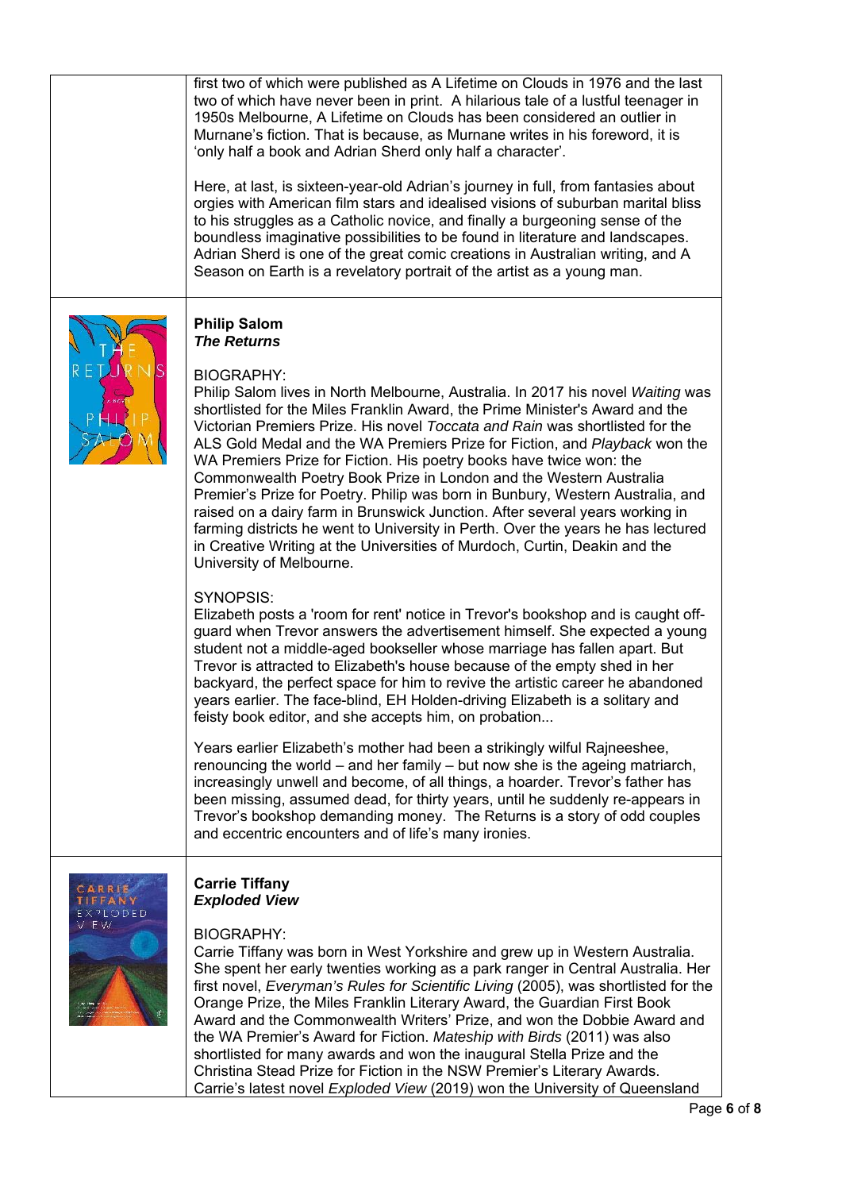first two of which were published as A Lifetime on Clouds in 1976 and the last two of which have never been in print. A hilarious tale of a lustful teenager in 1950s Melbourne, A Lifetime on Clouds has been considered an outlier in Murnane's fiction. That is because, as Murnane writes in his foreword, it is 'only half a book and Adrian Sherd only half a character'.

Here, at last, is sixteen-year-old Adrian's journey in full, from fantasies about orgies with American film stars and idealised visions of suburban marital bliss to his struggles as a Catholic novice, and finally a burgeoning sense of the boundless imaginative possibilities to be found in literature and landscapes. Adrian Sherd is one of the great comic creations in Australian writing, and A Season on Earth is a revelatory portrait of the artist as a young man.

**Philip Salom**
***The Returns***

BIOGRAPHY:
Philip Salom lives in North Melbourne, Australia. In 2017 his novel *Waiting* was shortlisted for the Miles Franklin Award, the Prime Minister's Award and the Victorian Premiers Prize. His novel *Toccata and Rain* was shortlisted for the ALS Gold Medal and the WA Premiers Prize for Fiction, and *Playback* won the WA Premiers Prize for Fiction. His poetry books have twice won: the Commonwealth Poetry Book Prize in London and the Western Australia Premier's Prize for Poetry. Philip was born in Bunbury, Western Australia, and raised on a dairy farm in Brunswick Junction. After several years working in farming districts he went to University in Perth. Over the years he has lectured in Creative Writing at the Universities of Murdoch, Curtin, Deakin and the University of Melbourne.

SYNOPSIS:
Elizabeth posts a 'room for rent' notice in Trevor's bookshop and is caught off-guard when Trevor answers the advertisement himself. She expected a young student not a middle-aged bookseller whose marriage has fallen apart. But Trevor is attracted to Elizabeth's house because of the empty shed in her backyard, the perfect space for him to revive the artistic career he abandoned years earlier. The face-blind, EH Holden-driving Elizabeth is a solitary and feisty book editor, and she accepts him, on probation...

Years earlier Elizabeth's mother had been a strikingly wilful Rajneeshee, renouncing the world – and her family – but now she is the ageing matriarch, increasingly unwell and become, of all things, a hoarder. Trevor's father has been missing, assumed dead, for thirty years, until he suddenly re-appears in Trevor's bookshop demanding money. The Returns is a story of odd couples and eccentric encounters and of life's many ironies.

**Carrie Tiffany**
***Exploded View***

BIOGRAPHY:
Carrie Tiffany was born in West Yorkshire and grew up in Western Australia. She spent her early twenties working as a park ranger in Central Australia. Her first novel, *Everyman's Rules for Scientific Living* (2005), was shortlisted for the Orange Prize, the Miles Franklin Literary Award, the Guardian First Book Award and the Commonwealth Writers' Prize, and won the Dobbie Award and the WA Premier's Award for Fiction. *Mateship with Birds* (2011) was also shortlisted for many awards and won the inaugural Stella Prize and the Christina Stead Prize for Fiction in the NSW Premier's Literary Awards. Carrie's latest novel *Exploded View* (2019) won the University of Queensland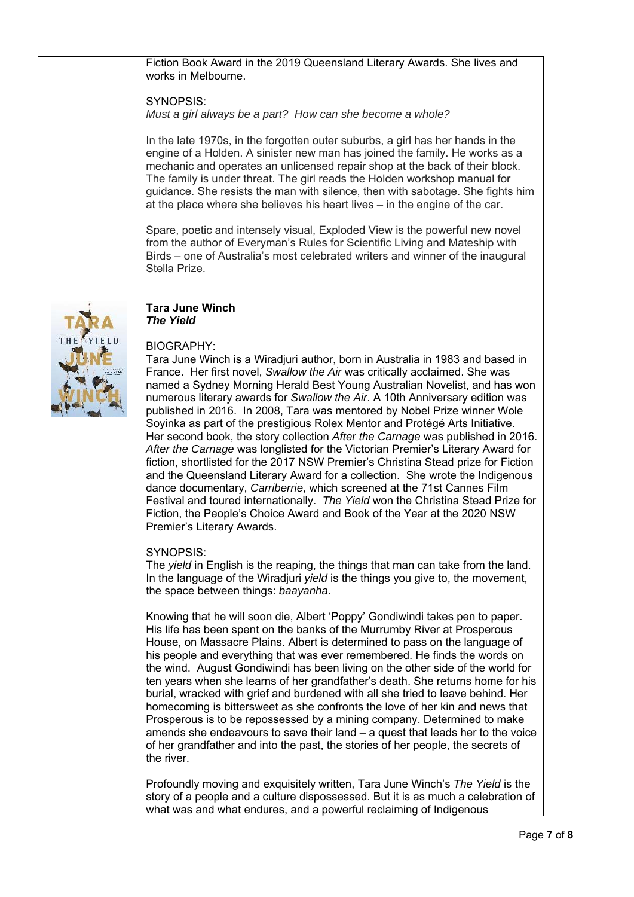| | |
|---|---|
| | Fiction Book Award in the 2019 Queensland Literary Awards. She lives and works in Melbourne.<br><br>SYNOPSIS:<br>*Must a girl always be a part? How can she become a whole?*<br><br>In the late 1970s, in the forgotten outer suburbs, a girl has her hands in the engine of a Holden. A sinister new man has joined the family. He works as a mechanic and operates an unlicensed repair shop at the back of their block. The family is under threat. The girl reads the Holden workshop manual for guidance. She resists the man with silence, then with sabotage. She fights him at the place where she believes his heart lives – in the engine of the car.<br><br>Spare, poetic and intensely visual, Exploded View is the powerful new novel from the author of Everyman's Rules for Scientific Living and Mateship with Birds – one of Australia's most celebrated writers and winner of the inaugural Stella Prize. |
| | **Tara June Winch**<br>***The Yield***<br><br>BIOGRAPHY:<br>Tara June Winch is a Wiradjuri author, born in Australia in 1983 and based in France. Her first novel, *Swallow the Air* was critically acclaimed. She was named a Sydney Morning Herald Best Young Australian Novelist, and has won numerous literary awards for *Swallow the Air*. A 10th Anniversary edition was published in 2016. In 2008, Tara was mentored by Nobel Prize winner Wole Soyinka as part of the prestigious Rolex Mentor and Protégé Arts Initiative. Her second book, the story collection *After the Carnage* was published in 2016. *After the Carnage* was longlisted for the Victorian Premier's Literary Award for fiction, shortlisted for the 2017 NSW Premier's Christina Stead prize for Fiction and the Queensland Literary Award for a collection. She wrote the Indigenous dance documentary, *Carriberrie*, which screened at the 71st Cannes Film Festival and toured internationally. *The Yield* won the Christina Stead Prize for Fiction, the People's Choice Award and Book of the Year at the 2020 NSW Premier's Literary Awards.<br><br>SYNOPSIS:<br>The *yield* in English is the reaping, the things that man can take from the land. In the language of the Wiradjuri *yield* is the things you give to, the movement, the space between things: *baayanha*.<br><br>Knowing that he will soon die, Albert 'Poppy' Gondiwindi takes pen to paper. His life has been spent on the banks of the Murrumby River at Prosperous House, on Massacre Plains. Albert is determined to pass on the language of his people and everything that was ever remembered. He finds the words on the wind. August Gondiwindi has been living on the other side of the world for ten years when she learns of her grandfather's death. She returns home for his burial, wracked with grief and burdened with all she tried to leave behind. Her homecoming is bittersweet as she confronts the love of her kin and news that Prosperous is to be repossessed by a mining company. Determined to make amends she endeavours to save their land – a quest that leads her to the voice of her grandfather and into the past, the stories of her people, the secrets of the river.<br><br>Profoundly moving and exquisitely written, Tara June Winch's *The Yield* is the story of a people and a culture dispossessed. But it is as much a celebration of what was and what endures, and a powerful reclaiming of Indigenous |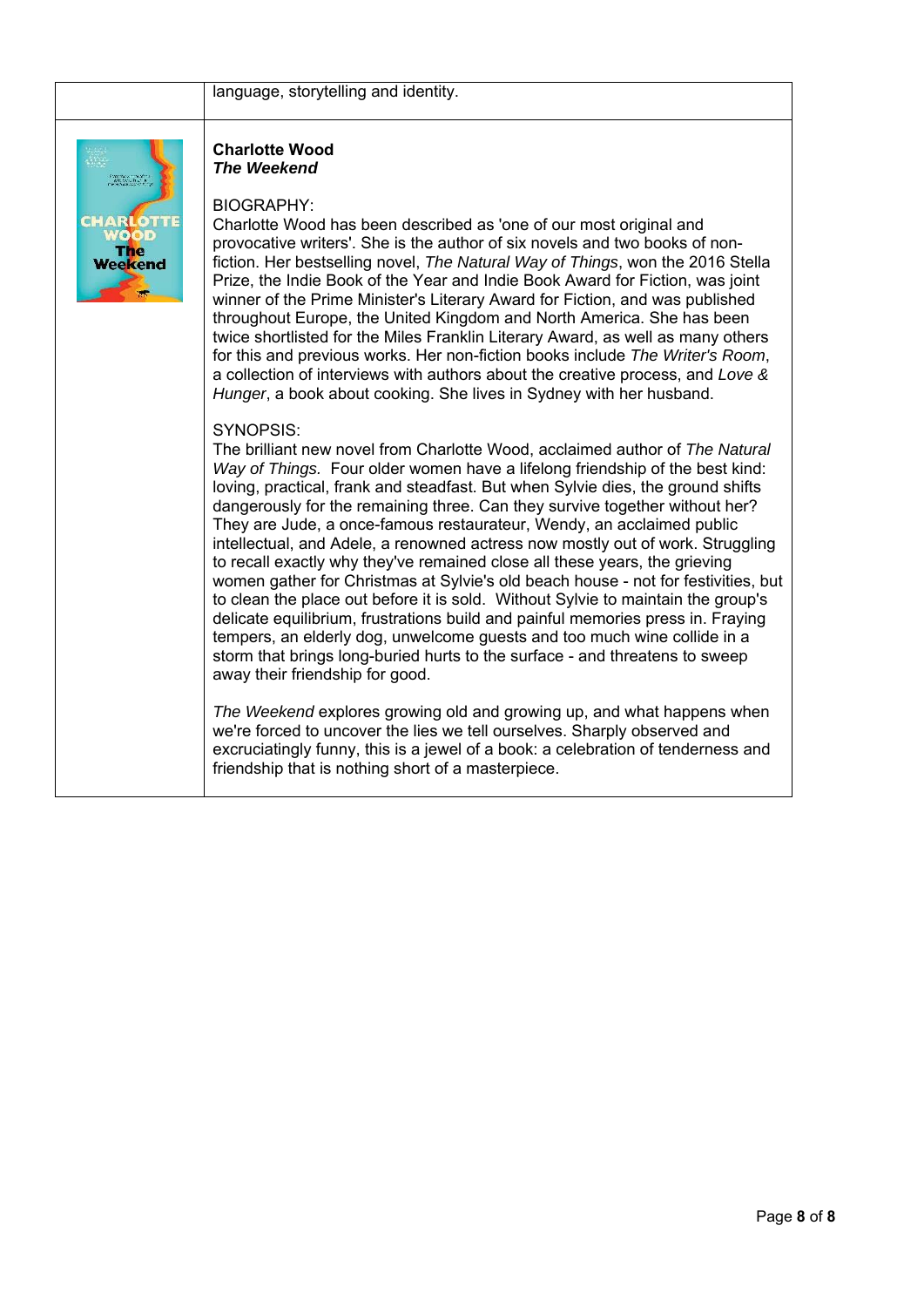| | |
|---|---|
| | language, storytelling and identity. |
| | **Charlotte Wood**<br>***The Weekend***<br><br>BIOGRAPHY:<br>Charlotte Wood has been described as 'one of our most original and provocative writers'. She is the author of six novels and two books of non-fiction. Her bestselling novel, *The Natural Way of Things*, won the 2016 Stella Prize, the Indie Book of the Year and Indie Book Award for Fiction, was joint winner of the Prime Minister's Literary Award for Fiction, and was published throughout Europe, the United Kingdom and North America. She has been twice shortlisted for the Miles Franklin Literary Award, as well as many others for this and previous works. Her non-fiction books include *The Writer's Room*, a collection of interviews with authors about the creative process, and *Love & Hunger*, a book about cooking. She lives in Sydney with her husband.<br><br>SYNOPSIS:<br>The brilliant new novel from Charlotte Wood, acclaimed author of *The Natural Way of Things.* Four older women have a lifelong friendship of the best kind: loving, practical, frank and steadfast. But when Sylvie dies, the ground shifts dangerously for the remaining three. Can they survive together without her? They are Jude, a once-famous restaurateur, Wendy, an acclaimed public intellectual, and Adele, a renowned actress now mostly out of work. Struggling to recall exactly why they've remained close all these years, the grieving women gather for Christmas at Sylvie's old beach house - not for festivities, but to clean the place out before it is sold. Without Sylvie to maintain the group's delicate equilibrium, frustrations build and painful memories press in. Fraying tempers, an elderly dog, unwelcome guests and too much wine collide in a storm that brings long-buried hurts to the surface - and threatens to sweep away their friendship for good.<br><br>*The Weekend* explores growing old and growing up, and what happens when we're forced to uncover the lies we tell ourselves. Sharply observed and excruciatingly funny, this is a jewel of a book: a celebration of tenderness and friendship that is nothing short of a masterpiece. |